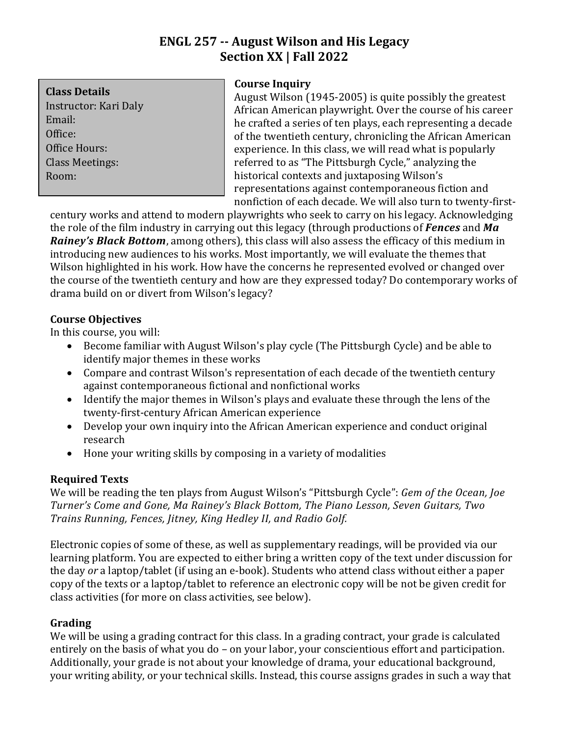# ENGL 257 -- August Wilson and His Legacy
## Section XX | Fall 2022

**Class Details**
Instructor: Kari Daly
Email:
Office:
Office Hours:
Class Meetings:
Room:

### Course Inquiry

August Wilson (1945-2005) is quite possibly the greatest African American playwright. Over the course of his career he crafted a series of ten plays, each representing a decade of the twentieth century, chronicling the African American experience. In this class, we will read what is popularly referred to as "The Pittsburgh Cycle," analyzing the historical contexts and juxtaposing Wilson's representations against contemporaneous fiction and nonfiction of each decade. We will also turn to twenty-first-century works and attend to modern playwrights who seek to carry on his legacy. Acknowledging the role of the film industry in carrying out this legacy (through productions of ***Fences*** and ***Ma Rainey's Black Bottom***, among others), this class will also assess the efficacy of this medium in introducing new audiences to his works. Most importantly, we will evaluate the themes that Wilson highlighted in his work. How have the concerns he represented evolved or changed over the course of the twentieth century and how are they expressed today? Do contemporary works of drama build on or divert from Wilson's legacy?

### Course Objectives

In this course, you will:

- Become familiar with August Wilson's play cycle (The Pittsburgh Cycle) and be able to identify major themes in these works
- Compare and contrast Wilson's representation of each decade of the twentieth century against contemporaneous fictional and nonfictional works
- Identify the major themes in Wilson's plays and evaluate these through the lens of the twenty-first-century African American experience
- Develop your own inquiry into the African American experience and conduct original research
- Hone your writing skills by composing in a variety of modalities

### Required Texts

We will be reading the ten plays from August Wilson's "Pittsburgh Cycle": *Gem of the Ocean, Joe Turner's Come and Gone, Ma Rainey's Black Bottom, The Piano Lesson, Seven Guitars, Two Trains Running, Fences, Jitney, King Hedley II, and Radio Golf.*

Electronic copies of some of these, as well as supplementary readings, will be provided via our learning platform. You are expected to either bring a written copy of the text under discussion for the day *or* a laptop/tablet (if using an e-book). Students who attend class without either a paper copy of the texts or a laptop/tablet to reference an electronic copy will be not be given credit for class activities (for more on class activities, see below).

### Grading

We will be using a grading contract for this class. In a grading contract, your grade is calculated entirely on the basis of what you do – on your labor, your conscientious effort and participation. Additionally, your grade is not about your knowledge of drama, your educational background, your writing ability, or your technical skills. Instead, this course assigns grades in such a way that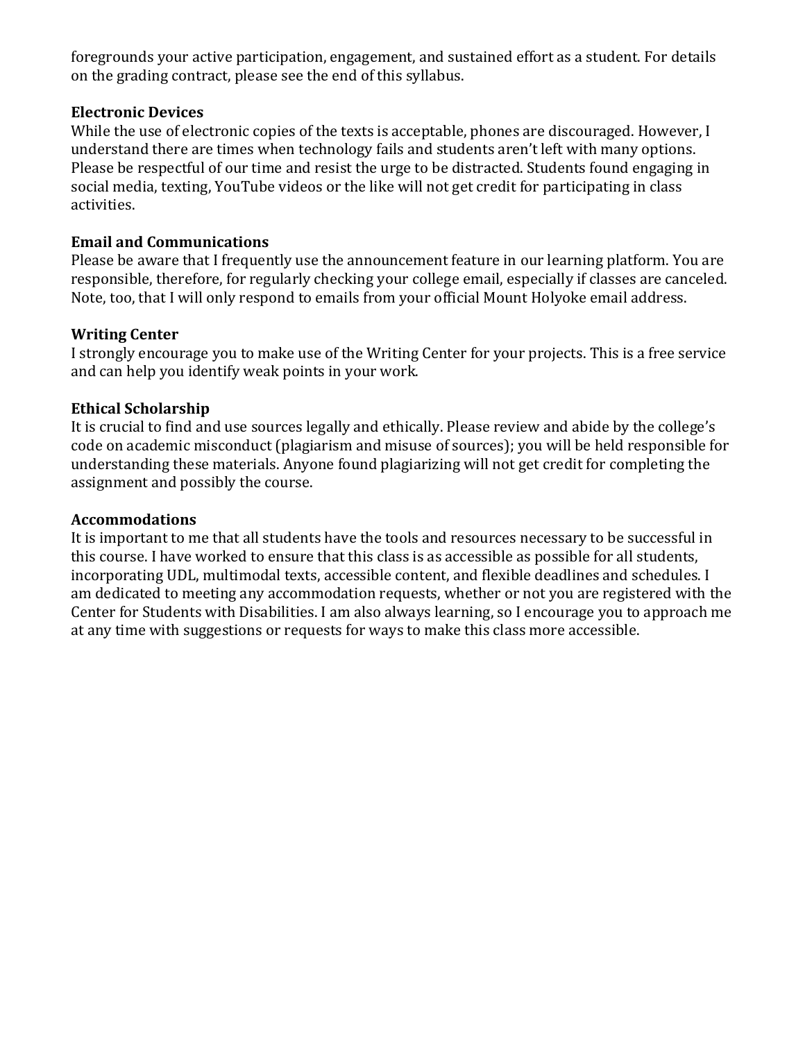foregrounds your active participation, engagement, and sustained effort as a student. For details on the grading contract, please see the end of this syllabus.

**Electronic Devices**

While the use of electronic copies of the texts is acceptable, phones are discouraged. However, I understand there are times when technology fails and students aren't left with many options. Please be respectful of our time and resist the urge to be distracted. Students found engaging in social media, texting, YouTube videos or the like will not get credit for participating in class activities.

**Email and Communications**

Please be aware that I frequently use the announcement feature in our learning platform. You are responsible, therefore, for regularly checking your college email, especially if classes are canceled. Note, too, that I will only respond to emails from your official Mount Holyoke email address.

**Writing Center**

I strongly encourage you to make use of the Writing Center for your projects. This is a free service and can help you identify weak points in your work.

**Ethical Scholarship**

It is crucial to find and use sources legally and ethically. Please review and abide by the college's code on academic misconduct (plagiarism and misuse of sources); you will be held responsible for understanding these materials. Anyone found plagiarizing will not get credit for completing the assignment and possibly the course.

**Accommodations**

It is important to me that all students have the tools and resources necessary to be successful in this course. I have worked to ensure that this class is as accessible as possible for all students, incorporating UDL, multimodal texts, accessible content, and flexible deadlines and schedules. I am dedicated to meeting any accommodation requests, whether or not you are registered with the Center for Students with Disabilities. I am also always learning, so I encourage you to approach me at any time with suggestions or requests for ways to make this class more accessible.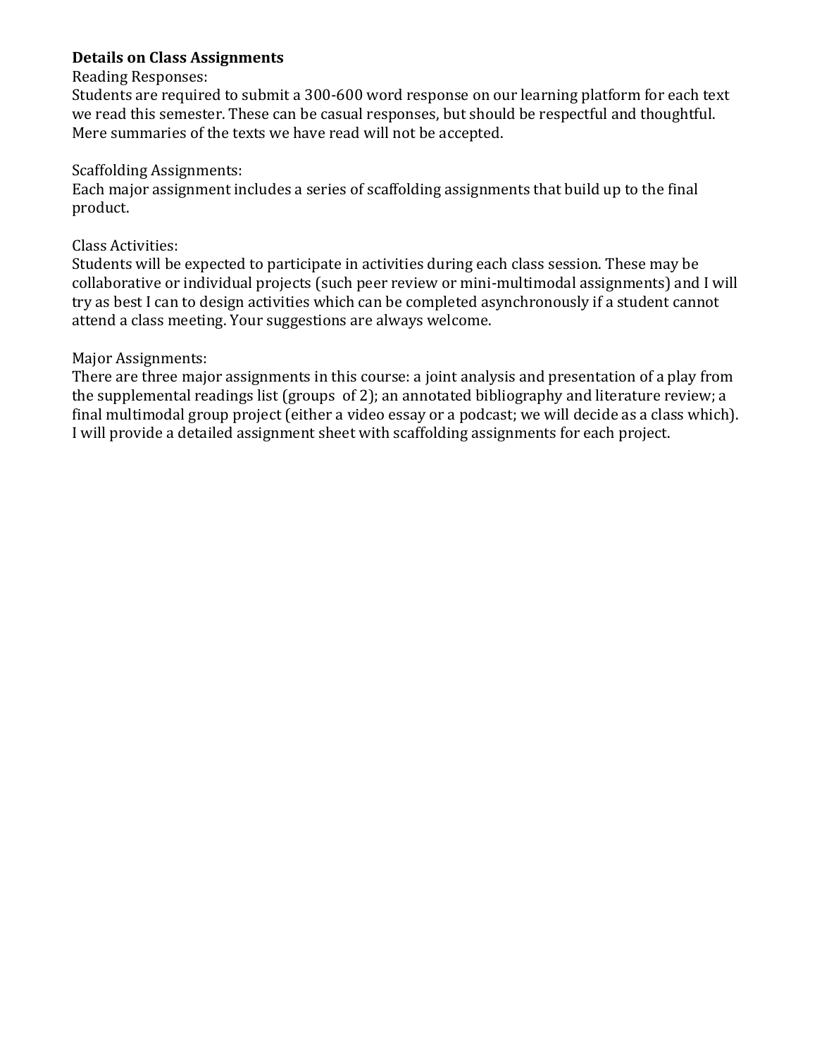**Details on Class Assignments**

Reading Responses:

Students are required to submit a 300-600 word response on our learning platform for each text we read this semester. These can be casual responses, but should be respectful and thoughtful. Mere summaries of the texts we have read will not be accepted.

Scaffolding Assignments:

Each major assignment includes a series of scaffolding assignments that build up to the final product.

Class Activities:

Students will be expected to participate in activities during each class session. These may be collaborative or individual projects (such peer review or mini-multimodal assignments) and I will try as best I can to design activities which can be completed asynchronously if a student cannot attend a class meeting. Your suggestions are always welcome.

Major Assignments:

There are three major assignments in this course: a joint analysis and presentation of a play from the supplemental readings list (groups of 2); an annotated bibliography and literature review; a final multimodal group project (either a video essay or a podcast; we will decide as a class which). I will provide a detailed assignment sheet with scaffolding assignments for each project.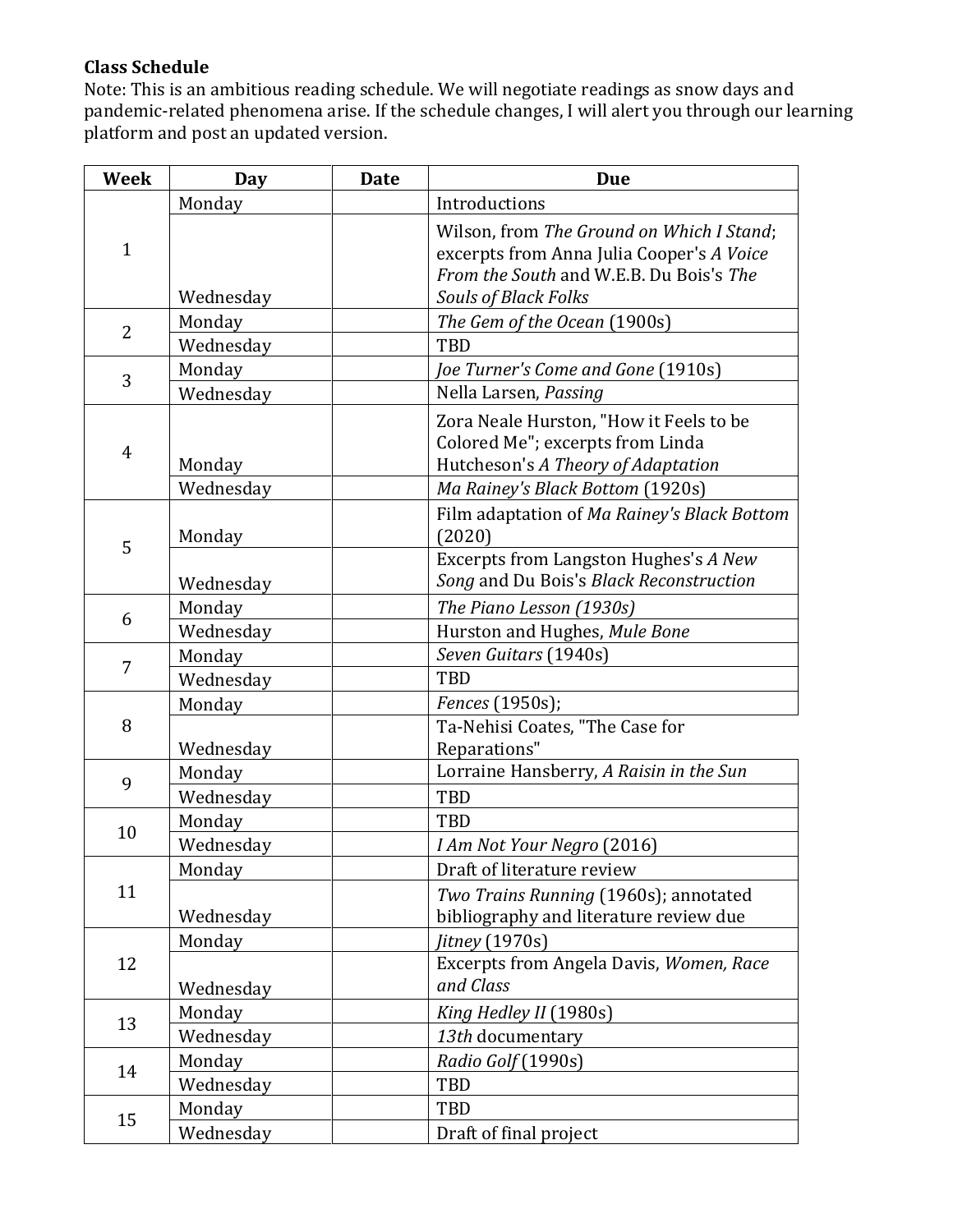**Class Schedule**

Note: This is an ambitious reading schedule. We will negotiate readings as snow days and pandemic-related phenomena arise. If the schedule changes, I will alert you through our learning platform and post an updated version.

| Week | Day | Date | Due |
|---|---|---|---|
| 1 | Monday | | Introductions |
| | Wednesday | | Wilson, from *The Ground on Which I Stand*; excerpts from Anna Julia Cooper's *A Voice From the South* and W.E.B. Du Bois's *The Souls of Black Folks* |
| 2 | Monday | | *The Gem of the Ocean* (1900s) |
| | Wednesday | | TBD |
| 3 | Monday | | *Joe Turner's Come and Gone* (1910s) |
| | Wednesday | | Nella Larsen, *Passing* |
| 4 | Monday | | Zora Neale Hurston, "How it Feels to be Colored Me"; excerpts from Linda Hutcheson's *A Theory of Adaptation* |
| | Wednesday | | *Ma Rainey's Black Bottom* (1920s) |
| 5 | Monday | | Film adaptation of *Ma Rainey's Black Bottom* (2020) |
| | Wednesday | | Excerpts from Langston Hughes's *A New Song* and Du Bois's *Black Reconstruction* |
| 6 | Monday | | *The Piano Lesson (1930s)* |
| | Wednesday | | Hurston and Hughes, *Mule Bone* |
| 7 | Monday | | *Seven Guitars* (1940s) |
| | Wednesday | | TBD |
| 8 | Monday | | *Fences* (1950s); |
| | Wednesday | | Ta-Nehisi Coates, "The Case for Reparations" |
| 9 | Monday | | Lorraine Hansberry, *A Raisin in the Sun* |
| | Wednesday | | TBD |
| 10 | Monday | | TBD |
| | Wednesday | | *I Am Not Your Negro* (2016) |
| 11 | Monday | | Draft of literature review |
| | Wednesday | | *Two Trains Running* (1960s); annotated bibliography and literature review due |
| 12 | Monday | | *Jitney* (1970s) |
| | Wednesday | | Excerpts from Angela Davis, *Women, Race and Class* |
| 13 | Monday | | *King Hedley II* (1980s) |
| | Wednesday | | *13th* documentary |
| 14 | Monday | | *Radio Golf* (1990s) |
| | Wednesday | | TBD |
| 15 | Monday | | TBD |
| | Wednesday | | Draft of final project |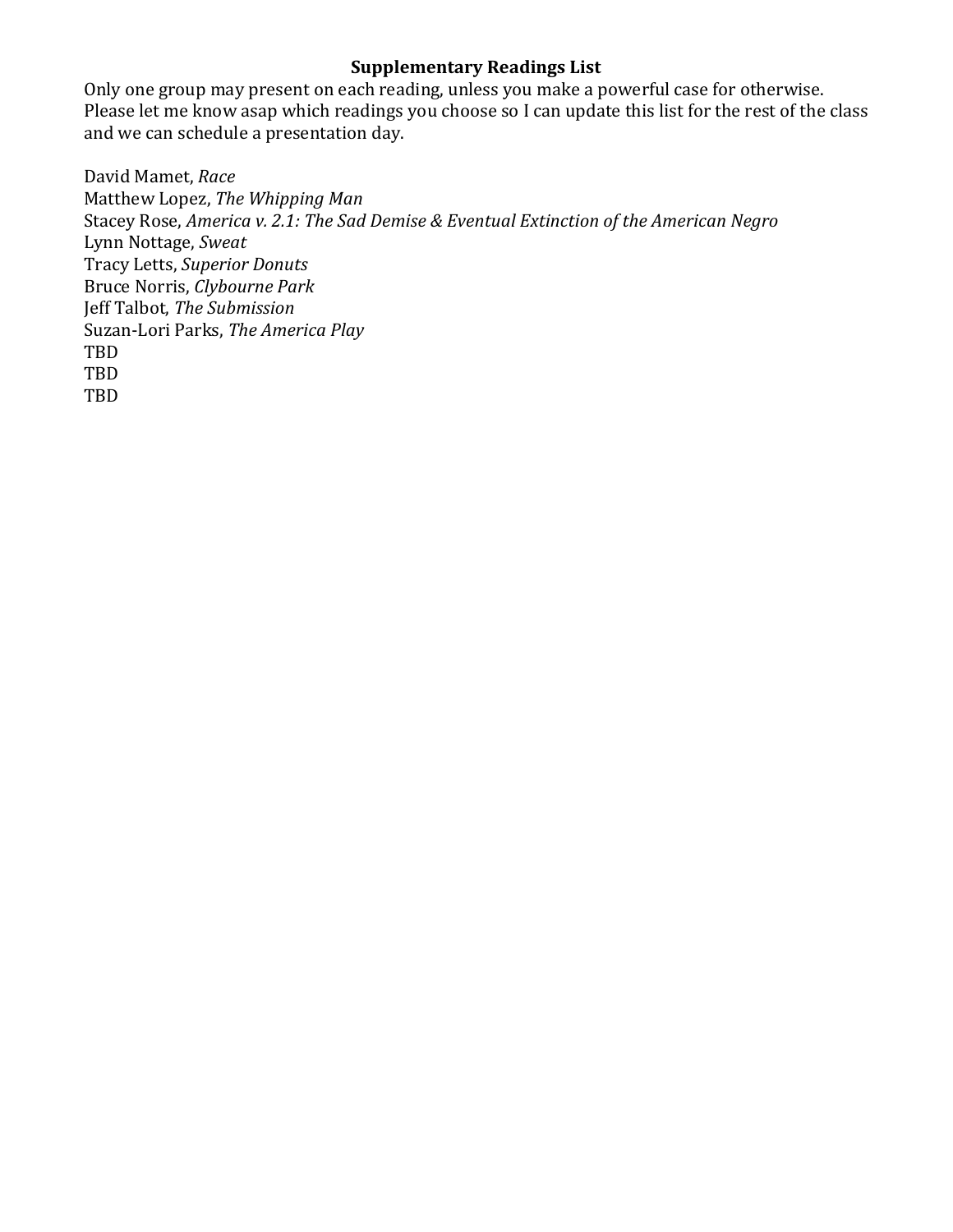**Supplementary Readings List**

Only one group may present on each reading, unless you make a powerful case for otherwise. Please let me know asap which readings you choose so I can update this list for the rest of the class and we can schedule a presentation day.

David Mamet, *Race*
Matthew Lopez, *The Whipping Man*
Stacey Rose, *America v. 2.1: The Sad Demise & Eventual Extinction of the American Negro*
Lynn Nottage, *Sweat*
Tracy Letts, *Superior Donuts*
Bruce Norris, *Clybourne Park*
Jeff Talbot, *The Submission*
Suzan-Lori Parks, *The America Play*
TBD
TBD
TBD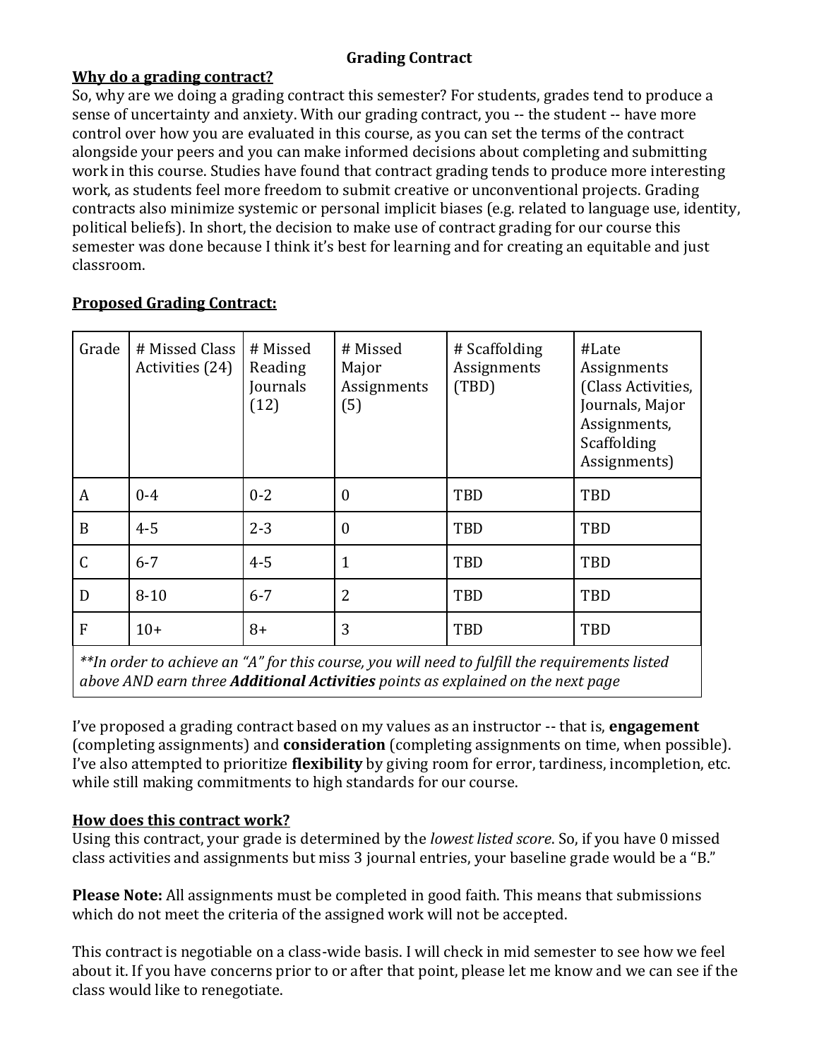# Grading Contract

## Why do a grading contract?

So, why are we doing a grading contract this semester? For students, grades tend to produce a sense of uncertainty and anxiety. With our grading contract, you -- the student -- have more control over how you are evaluated in this course, as you can set the terms of the contract alongside your peers and you can make informed decisions about completing and submitting work in this course. Studies have found that contract grading tends to produce more interesting work, as students feel more freedom to submit creative or unconventional projects. Grading contracts also minimize systemic or personal implicit biases (e.g. related to language use, identity, political beliefs). In short, the decision to make use of contract grading for our course this semester was done because I think it's best for learning and for creating an equitable and just classroom.

## Proposed Grading Contract:

| Grade | # Missed Class Activities (24) | # Missed Reading Journals (12) | # Missed Major Assignments (5) | # Scaffolding Assignments (TBD) | #Late Assignments (Class Activities, Journals, Major Assignments, Scaffolding Assignments) |
|---|---|---|---|---|---|
| A | 0-4 | 0-2 | 0 | TBD | TBD |
| B | 4-5 | 2-3 | 0 | TBD | TBD |
| C | 6-7 | 4-5 | 1 | TBD | TBD |
| D | 8-10 | 6-7 | 2 | TBD | TBD |
| F | 10+ | 8+ | 3 | TBD | TBD |

*\*\*In order to achieve an "A" for this course, you will need to fulfill the requirements listed above AND earn three **Additional Activities** points as explained on the next page*

I've proposed a grading contract based on my values as an instructor -- that is, **engagement** (completing assignments) and **consideration** (completing assignments on time, when possible). I've also attempted to prioritize **flexibility** by giving room for error, tardiness, incompletion, etc. while still making commitments to high standards for our course.

## How does this contract work?

Using this contract, your grade is determined by the *lowest listed score*. So, if you have 0 missed class activities and assignments but miss 3 journal entries, your baseline grade would be a "B."

**Please Note:** All assignments must be completed in good faith. This means that submissions which do not meet the criteria of the assigned work will not be accepted.

This contract is negotiable on a class-wide basis. I will check in mid semester to see how we feel about it. If you have concerns prior to or after that point, please let me know and we can see if the class would like to renegotiate.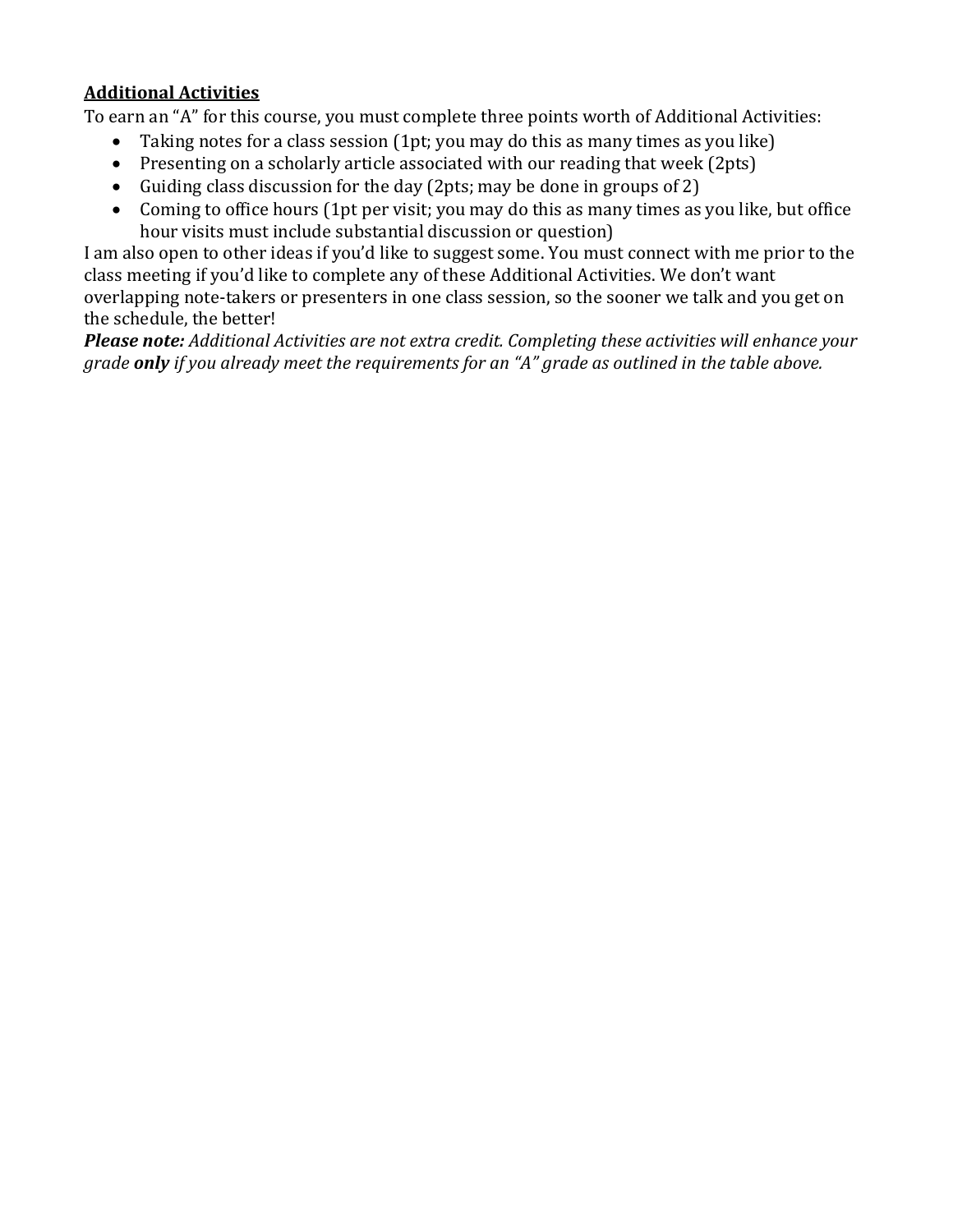**Additional Activities**

To earn an "A" for this course, you must complete three points worth of Additional Activities:

- Taking notes for a class session (1pt; you may do this as many times as you like)
- Presenting on a scholarly article associated with our reading that week (2pts)
- Guiding class discussion for the day (2pts; may be done in groups of 2)
- Coming to office hours (1pt per visit; you may do this as many times as you like, but office hour visits must include substantial discussion or question)

I am also open to other ideas if you'd like to suggest some. You must connect with me prior to the class meeting if you'd like to complete any of these Additional Activities. We don't want overlapping note-takers or presenters in one class session, so the sooner we talk and you get on the schedule, the better!

***Please note:*** *Additional Activities are not extra credit. Completing these activities will enhance your grade* ***only*** *if you already meet the requirements for an "A" grade as outlined in the table above.*